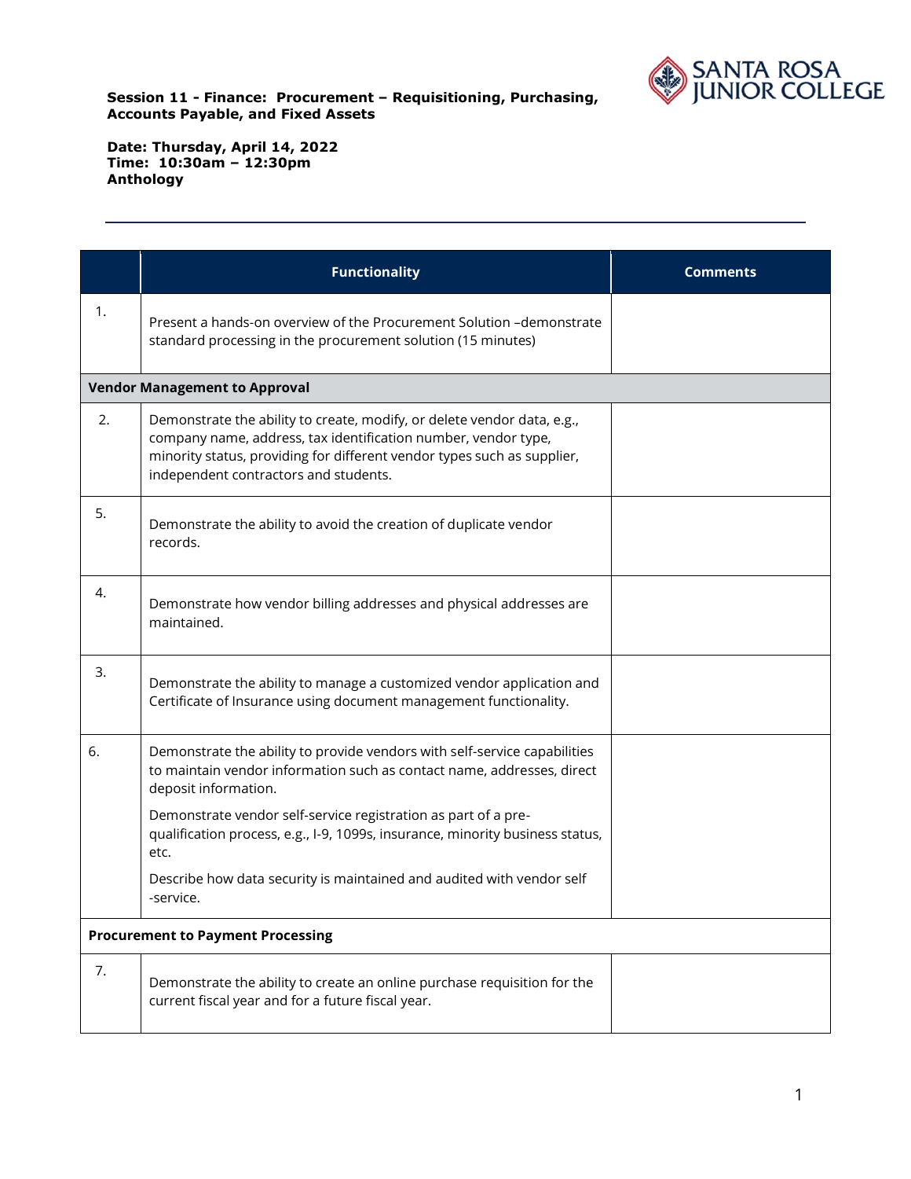**Session 11 - Finance: Procurement – Requisitioning, Purchasing, Accounts Payable, and Fixed Assets**

**Date: Thursday, April 14, 2022**
**Time: 10:30am – 12:30pm**
**Anthology**

| | Functionality | Comments |
|---|---|---|
| 1. | Present a hands-on overview of the Procurement Solution –demonstrate standard processing in the procurement solution (15 minutes) | |
| **Vendor Management to Approval** | | |
| 2. | Demonstrate the ability to create, modify, or delete vendor data, e.g., company name, address, tax identification number, vendor type, minority status, providing for different vendor types such as supplier, independent contractors and students. | |
| 5. | Demonstrate the ability to avoid the creation of duplicate vendor records. | |
| 4. | Demonstrate how vendor billing addresses and physical addresses are maintained. | |
| 3. | Demonstrate the ability to manage a customized vendor application and Certificate of Insurance using document management functionality. | |
| 6. | Demonstrate the ability to provide vendors with self-service capabilities to maintain vendor information such as contact name, addresses, direct deposit information.<br><br>Demonstrate vendor self-service registration as part of a pre-qualification process, e.g., I-9, 1099s, insurance, minority business status, etc.<br><br>Describe how data security is maintained and audited with vendor self -service. | |
| **Procurement to Payment Processing** | | |
| 7. | Demonstrate the ability to create an online purchase requisition for the current fiscal year and for a future fiscal year. | |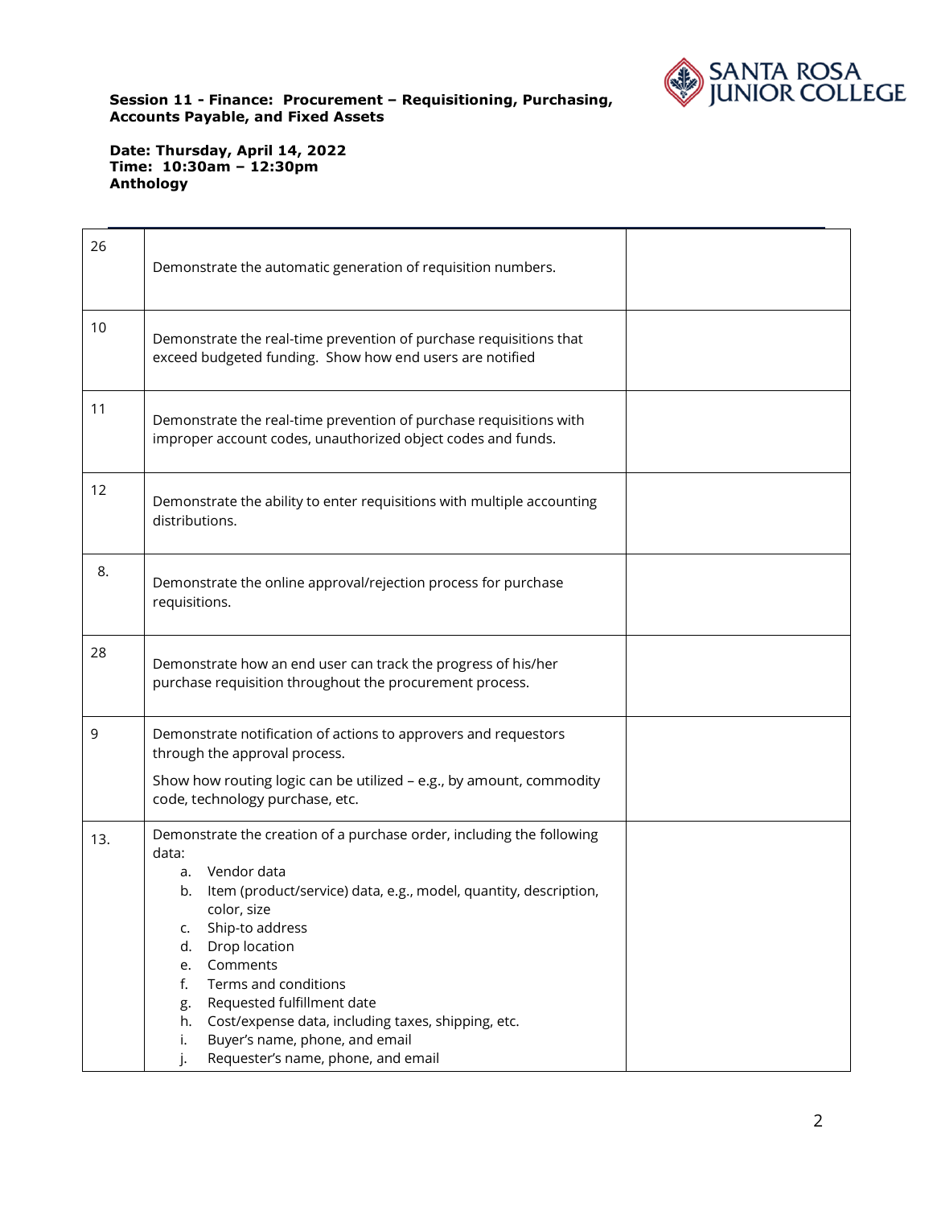**Session 11 - Finance: Procurement – Requisitioning, Purchasing, Accounts Payable, and Fixed Assets**

**Date: Thursday, April 14, 2022**
**Time: 10:30am – 12:30pm**
**Anthology**

| | | |
|---|---|---|
| 26 | Demonstrate the automatic generation of requisition numbers. | |
| 10 | Demonstrate the real-time prevention of purchase requisitions that exceed budgeted funding. Show how end users are notified | |
| 11 | Demonstrate the real-time prevention of purchase requisitions with improper account codes, unauthorized object codes and funds. | |
| 12 | Demonstrate the ability to enter requisitions with multiple accounting distributions. | |
| 8. | Demonstrate the online approval/rejection process for purchase requisitions. | |
| 28 | Demonstrate how an end user can track the progress of his/her purchase requisition throughout the procurement process. | |
| 9 | Demonstrate notification of actions to approvers and requestors through the approval process.<br><br>Show how routing logic can be utilized – e.g., by amount, commodity code, technology purchase, etc. | |
| 13. | Demonstrate the creation of a purchase order, including the following data:<br>a. Vendor data<br>b. Item (product/service) data, e.g., model, quantity, description, color, size<br>c. Ship-to address<br>d. Drop location<br>e. Comments<br>f. Terms and conditions<br>g. Requested fulfillment date<br>h. Cost/expense data, including taxes, shipping, etc.<br>i. Buyer's name, phone, and email<br>j. Requester's name, phone, and email | |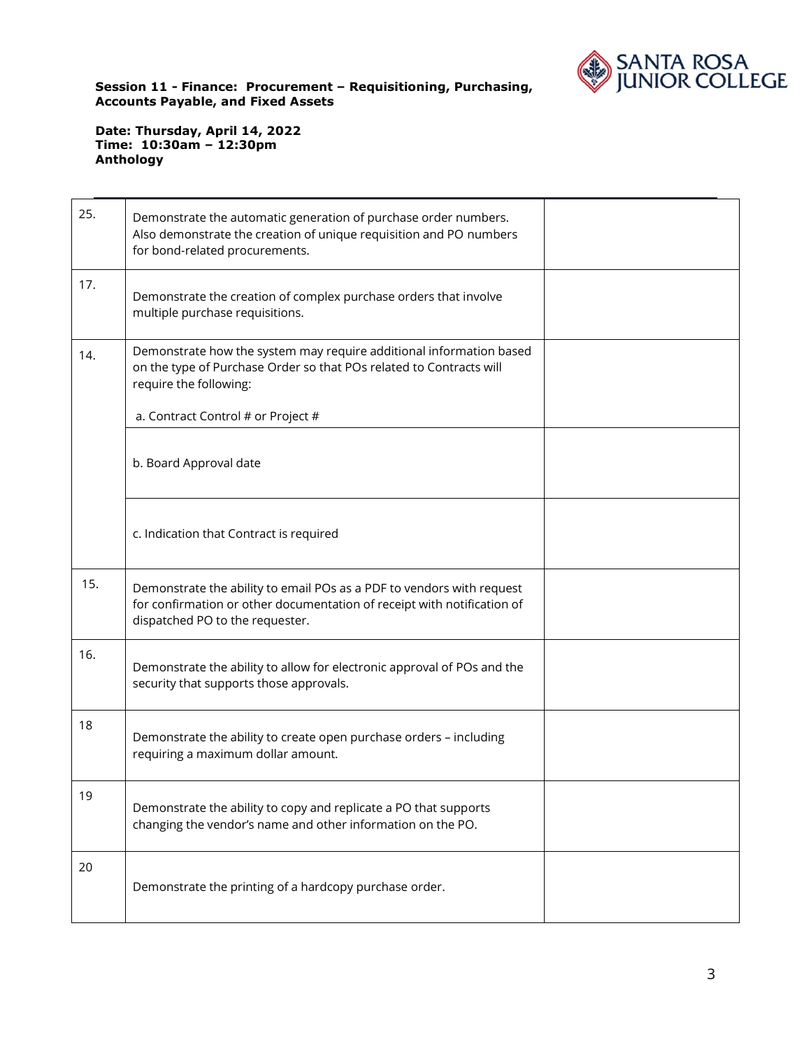**Session 11 - Finance: Procurement – Requisitioning, Purchasing, Accounts Payable, and Fixed Assets**

**Date: Thursday, April 14, 2022**
**Time: 10:30am – 12:30pm**
**Anthology**

| | | |
|---|---|---|
| 25. | Demonstrate the automatic generation of purchase order numbers. Also demonstrate the creation of unique requisition and PO numbers for bond-related procurements. | |
| 17. | Demonstrate the creation of complex purchase orders that involve multiple purchase requisitions. | |
| 14. | Demonstrate how the system may require additional information based on the type of Purchase Order so that POs related to Contracts will require the following:<br><br>a. Contract Control # or Project # | |
| | b. Board Approval date | |
| | c. Indication that Contract is required | |
| 15. | Demonstrate the ability to email POs as a PDF to vendors with request for confirmation or other documentation of receipt with notification of dispatched PO to the requester. | |
| 16. | Demonstrate the ability to allow for electronic approval of POs and the security that supports those approvals. | |
| 18 | Demonstrate the ability to create open purchase orders – including requiring a maximum dollar amount. | |
| 19 | Demonstrate the ability to copy and replicate a PO that supports changing the vendor's name and other information on the PO. | |
| 20 | Demonstrate the printing of a hardcopy purchase order. | |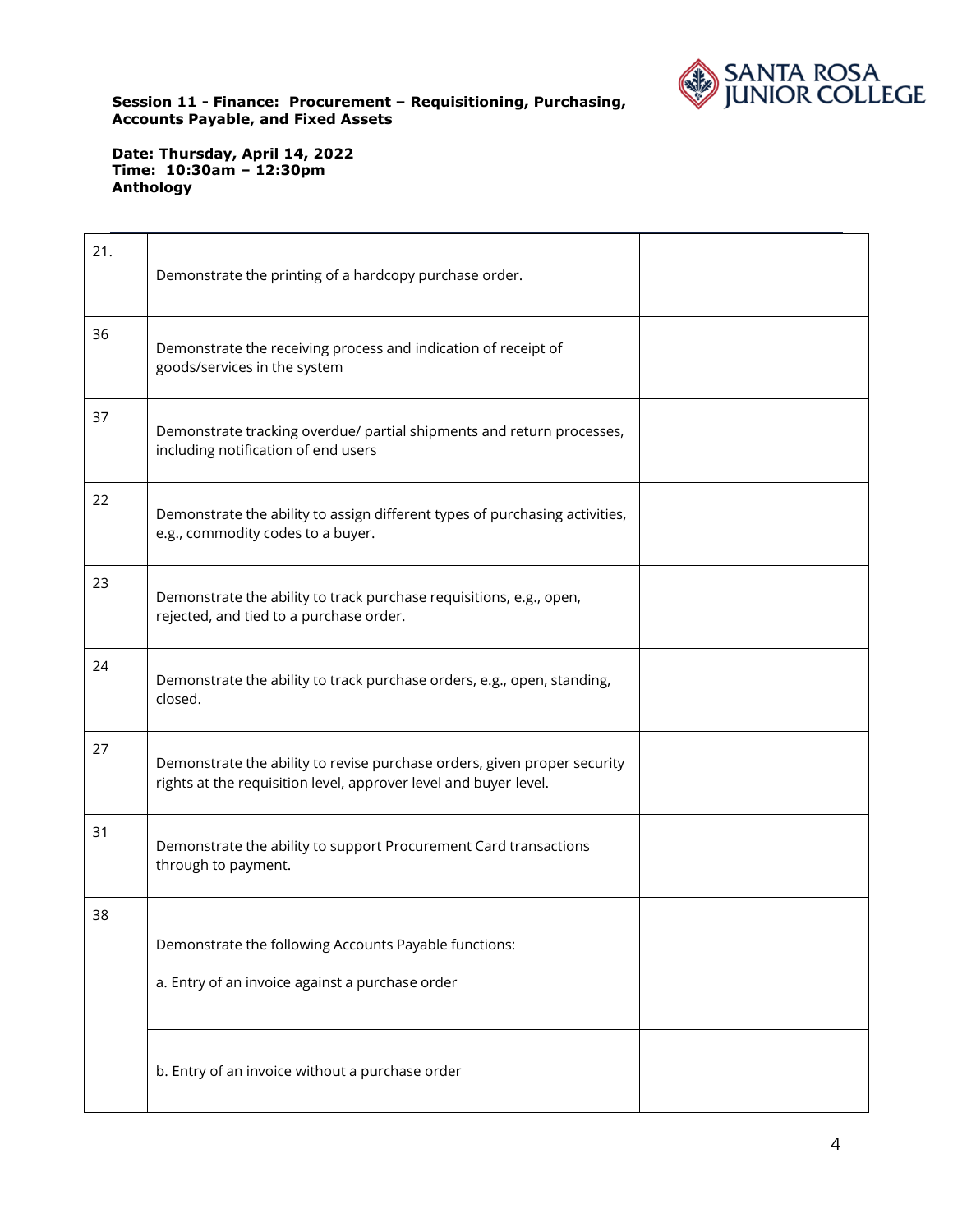**Session 11 - Finance: Procurement – Requisitioning, Purchasing, Accounts Payable, and Fixed Assets**

**Date: Thursday, April 14, 2022**
**Time: 10:30am – 12:30pm**
**Anthology**

| | | |
|---|---|---|
| 21. | Demonstrate the printing of a hardcopy purchase order. | |
| 36 | Demonstrate the receiving process and indication of receipt of goods/services in the system | |
| 37 | Demonstrate tracking overdue/ partial shipments and return processes, including notification of end users | |
| 22 | Demonstrate the ability to assign different types of purchasing activities, e.g., commodity codes to a buyer. | |
| 23 | Demonstrate the ability to track purchase requisitions, e.g., open, rejected, and tied to a purchase order. | |
| 24 | Demonstrate the ability to track purchase orders, e.g., open, standing, closed. | |
| 27 | Demonstrate the ability to revise purchase orders, given proper security rights at the requisition level, approver level and buyer level. | |
| 31 | Demonstrate the ability to support Procurement Card transactions through to payment. | |
| 38 | Demonstrate the following Accounts Payable functions:<br><br>a. Entry of an invoice against a purchase order | |
| | b. Entry of an invoice without a purchase order | |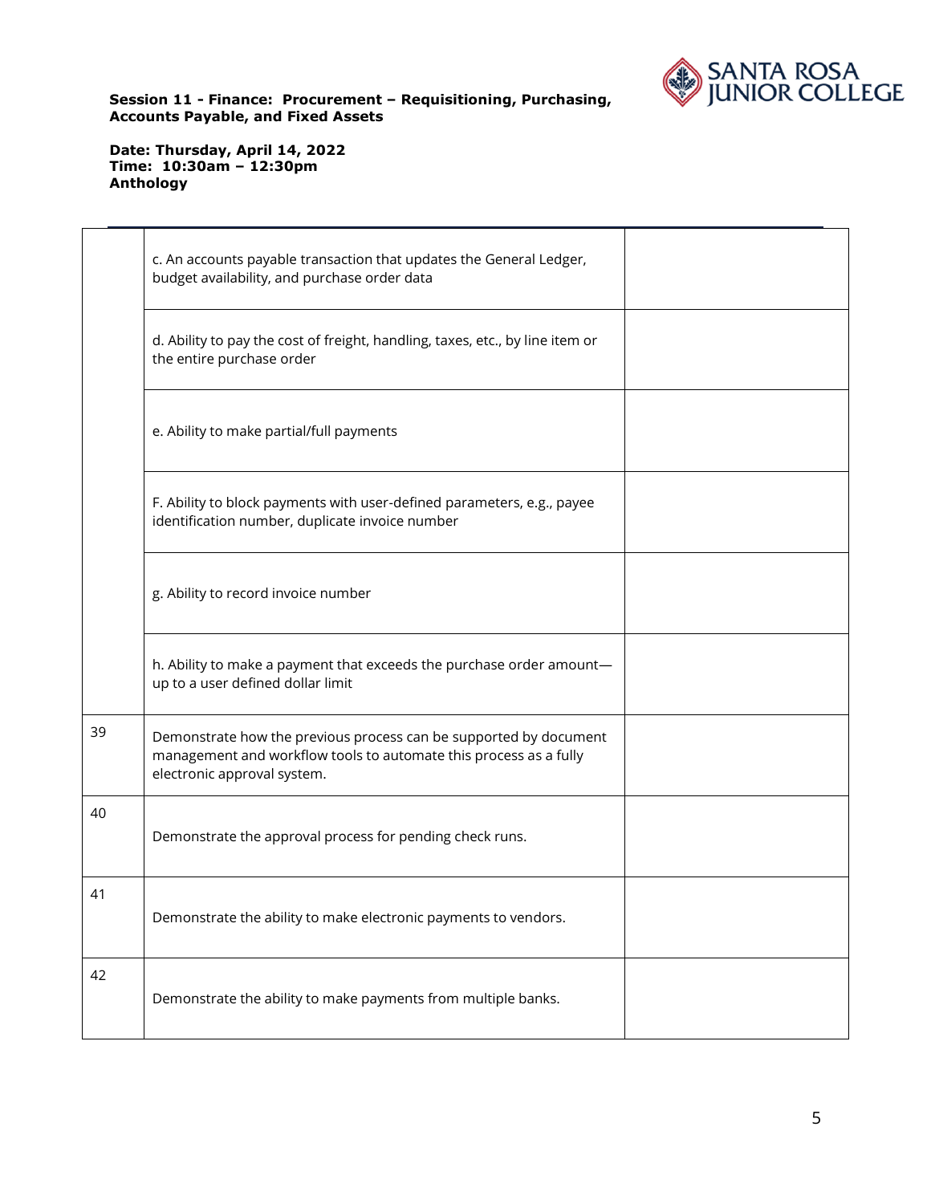**Session 11 - Finance: Procurement – Requisitioning, Purchasing, Accounts Payable, and Fixed Assets**

**Date: Thursday, April 14, 2022**
**Time: 10:30am – 12:30pm**
**Anthology**

| | | |
|---|---|---|
| | c. An accounts payable transaction that updates the General Ledger, budget availability, and purchase order data | |
| | d. Ability to pay the cost of freight, handling, taxes, etc., by line item or the entire purchase order | |
| | e. Ability to make partial/full payments | |
| | F. Ability to block payments with user-defined parameters, e.g., payee identification number, duplicate invoice number | |
| | g. Ability to record invoice number | |
| | h. Ability to make a payment that exceeds the purchase order amount—up to a user defined dollar limit | |
| 39 | Demonstrate how the previous process can be supported by document management and workflow tools to automate this process as a fully electronic approval system. | |
| 40 | Demonstrate the approval process for pending check runs. | |
| 41 | Demonstrate the ability to make electronic payments to vendors. | |
| 42 | Demonstrate the ability to make payments from multiple banks. | |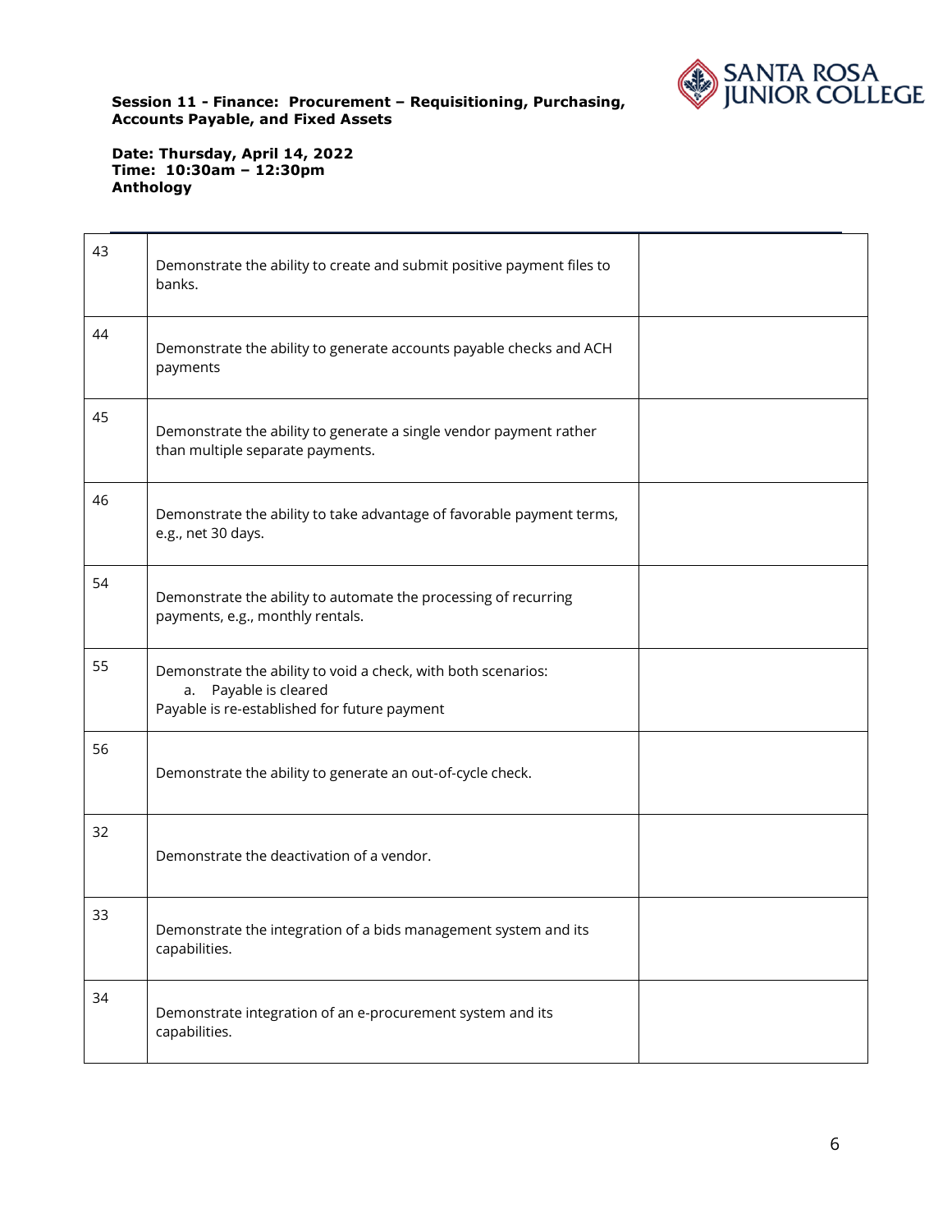**Session 11 - Finance: Procurement – Requisitioning, Purchasing, Accounts Payable, and Fixed Assets**

**Date: Thursday, April 14, 2022**
**Time: 10:30am – 12:30pm**
**Anthology**

| | | |
|---|---|---|
| 43 | Demonstrate the ability to create and submit positive payment files to banks. | |
| 44 | Demonstrate the ability to generate accounts payable checks and ACH payments | |
| 45 | Demonstrate the ability to generate a single vendor payment rather than multiple separate payments. | |
| 46 | Demonstrate the ability to take advantage of favorable payment terms, e.g., net 30 days. | |
| 54 | Demonstrate the ability to automate the processing of recurring payments, e.g., monthly rentals. | |
| 55 | Demonstrate the ability to void a check, with both scenarios:<br>a. Payable is cleared<br>Payable is re-established for future payment | |
| 56 | Demonstrate the ability to generate an out-of-cycle check. | |
| 32 | Demonstrate the deactivation of a vendor. | |
| 33 | Demonstrate the integration of a bids management system and its capabilities. | |
| 34 | Demonstrate integration of an e-procurement system and its capabilities. | |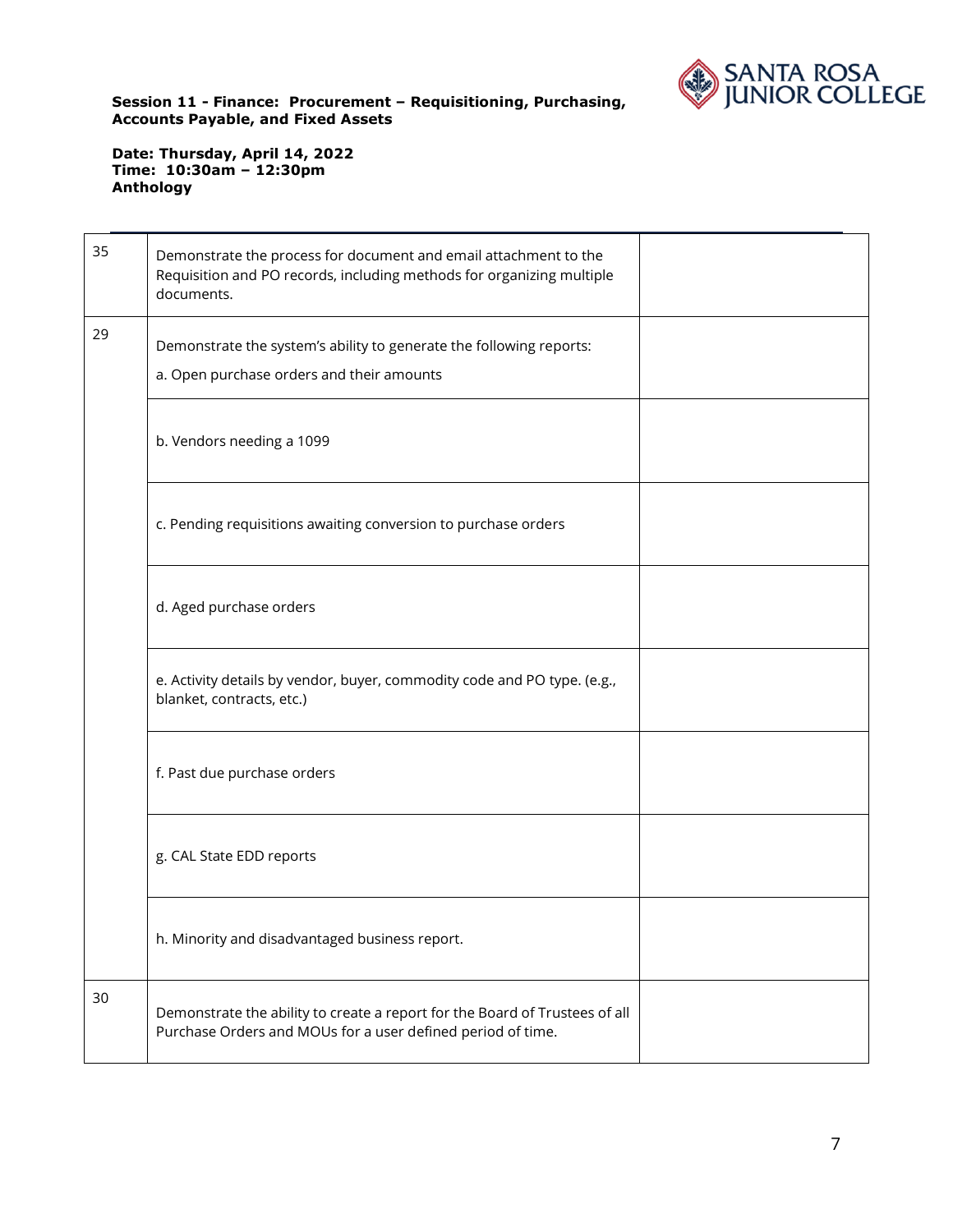**Session 11 - Finance: Procurement – Requisitioning, Purchasing, Accounts Payable, and Fixed Assets**

**Date: Thursday, April 14, 2022**
**Time: 10:30am – 12:30pm**
**Anthology**

| | | |
|---|---|---|
| 35 | Demonstrate the process for document and email attachment to the Requisition and PO records, including methods for organizing multiple documents. | |
| 29 | Demonstrate the system's ability to generate the following reports:<br>a. Open purchase orders and their amounts | |
| | b. Vendors needing a 1099 | |
| | c. Pending requisitions awaiting conversion to purchase orders | |
| | d. Aged purchase orders | |
| | e. Activity details by vendor, buyer, commodity code and PO type. (e.g., blanket, contracts, etc.) | |
| | f. Past due purchase orders | |
| | g. CAL State EDD reports | |
| | h. Minority and disadvantaged business report. | |
| 30 | Demonstrate the ability to create a report for the Board of Trustees of all Purchase Orders and MOUs for a user defined period of time. | |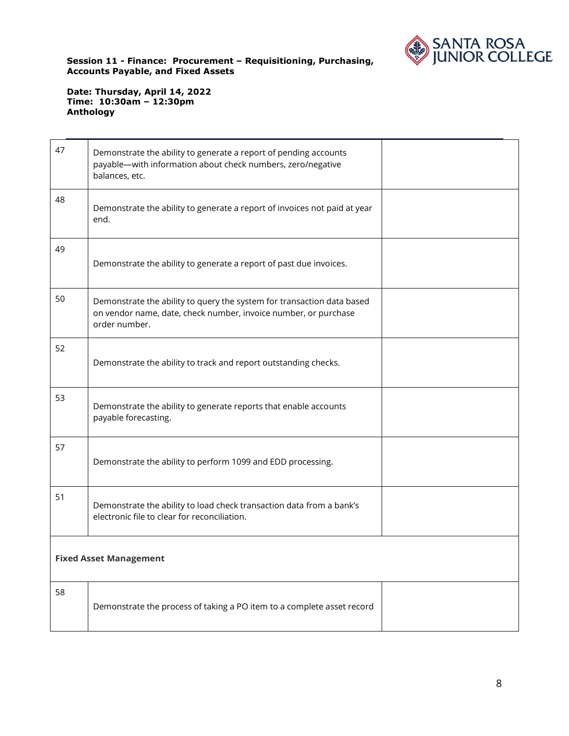**Session 11 - Finance: Procurement – Requisitioning, Purchasing, Accounts Payable, and Fixed Assets**

**Date: Thursday, April 14, 2022**
**Time: 10:30am – 12:30pm**
**Anthology**

| | | |
|---|---|---|
| 47 | Demonstrate the ability to generate a report of pending accounts payable—with information about check numbers, zero/negative balances, etc. | |
| 48 | Demonstrate the ability to generate a report of invoices not paid at year end. | |
| 49 | Demonstrate the ability to generate a report of past due invoices. | |
| 50 | Demonstrate the ability to query the system for transaction data based on vendor name, date, check number, invoice number, or purchase order number. | |
| 52 | Demonstrate the ability to track and report outstanding checks. | |
| 53 | Demonstrate the ability to generate reports that enable accounts payable forecasting. | |
| 57 | Demonstrate the ability to perform 1099 and EDD processing. | |
| 51 | Demonstrate the ability to load check transaction data from a bank's electronic file to clear for reconciliation. | |
| **Fixed Asset Management** | | |
| 58 | Demonstrate the process of taking a PO item to a complete asset record | |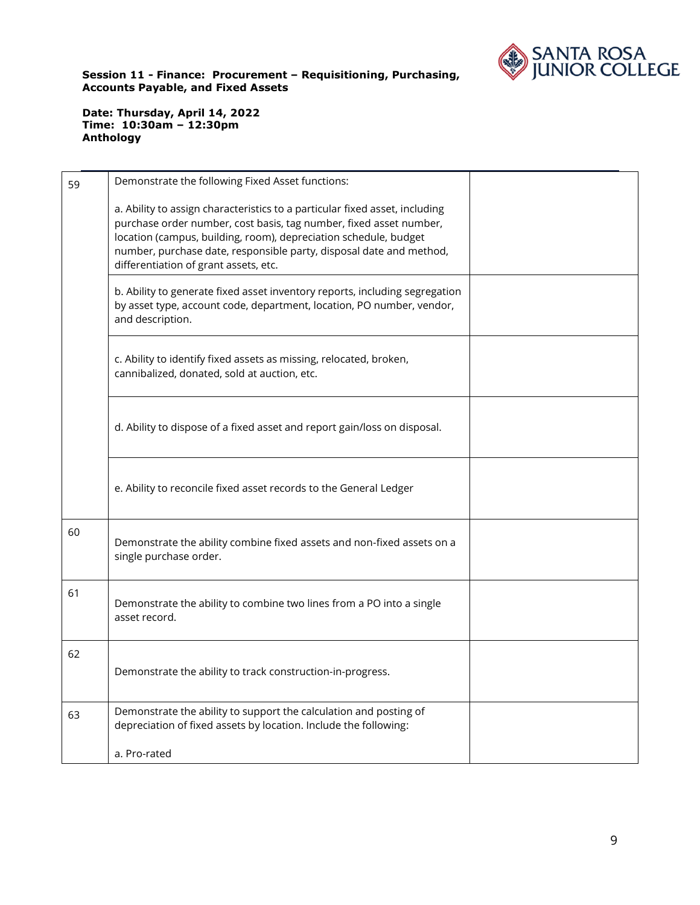**Session 11 - Finance: Procurement – Requisitioning, Purchasing, Accounts Payable, and Fixed Assets**

**Date: Thursday, April 14, 2022**
**Time: 10:30am – 12:30pm**
**Anthology**

| | | |
|---|---|---|
| 59 | Demonstrate the following Fixed Asset functions:<br><br>a. Ability to assign characteristics to a particular fixed asset, including purchase order number, cost basis, tag number, fixed asset number, location (campus, building, room), depreciation schedule, budget number, purchase date, responsible party, disposal date and method, differentiation of grant assets, etc. | |
| | b. Ability to generate fixed asset inventory reports, including segregation by asset type, account code, department, location, PO number, vendor, and description. | |
| | c. Ability to identify fixed assets as missing, relocated, broken, cannibalized, donated, sold at auction, etc. | |
| | d. Ability to dispose of a fixed asset and report gain/loss on disposal. | |
| | e. Ability to reconcile fixed asset records to the General Ledger | |
| 60 | Demonstrate the ability combine fixed assets and non-fixed assets on a single purchase order. | |
| 61 | Demonstrate the ability to combine two lines from a PO into a single asset record. | |
| 62 | Demonstrate the ability to track construction-in-progress. | |
| 63 | Demonstrate the ability to support the calculation and posting of depreciation of fixed assets by location. Include the following:<br><br>a. Pro-rated | |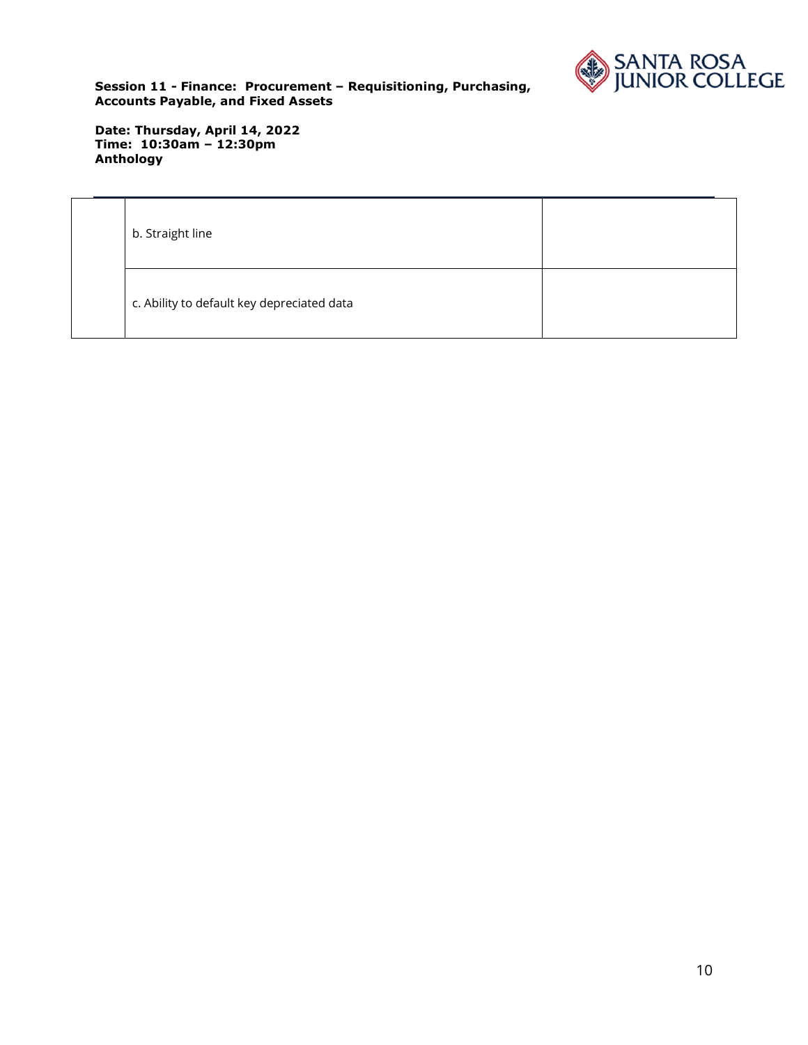| | | |
|---|---|---|
| | b. Straight line | |
| | c. Ability to default key depreciated data | |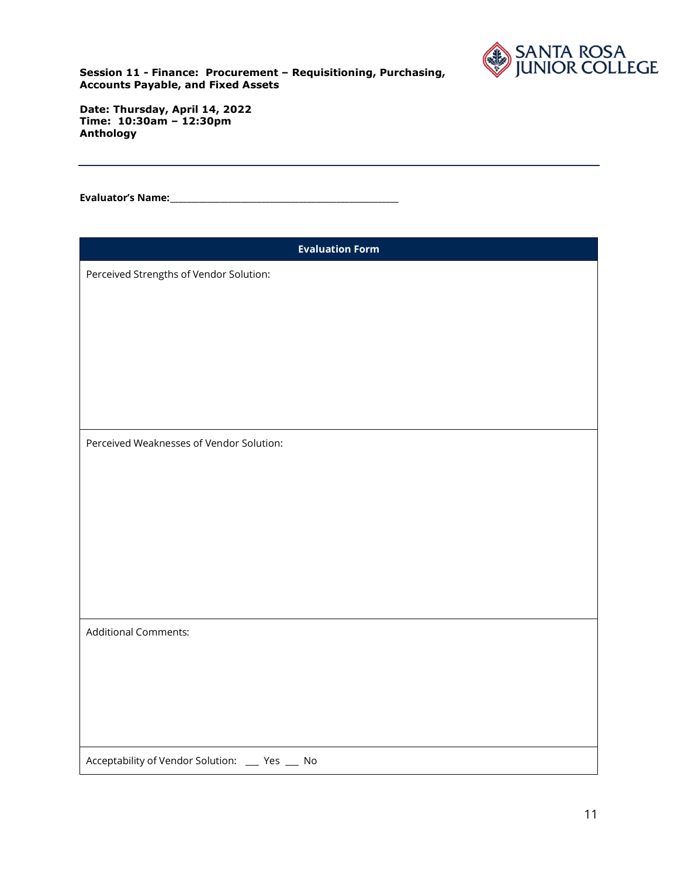**Session 11 - Finance: Procurement – Requisitioning, Purchasing, Accounts Payable, and Fixed Assets**

**Date: Thursday, April 14, 2022**
**Time: 10:30am – 12:30pm**
**Anthology**

---

**Evaluator's Name:**_____________________________________________

| Evaluation Form |
|---|
| Perceived Strengths of Vendor Solution: |
| Perceived Weaknesses of Vendor Solution: |
| Additional Comments: |
| Acceptability of Vendor Solution: ___ Yes ___ No |